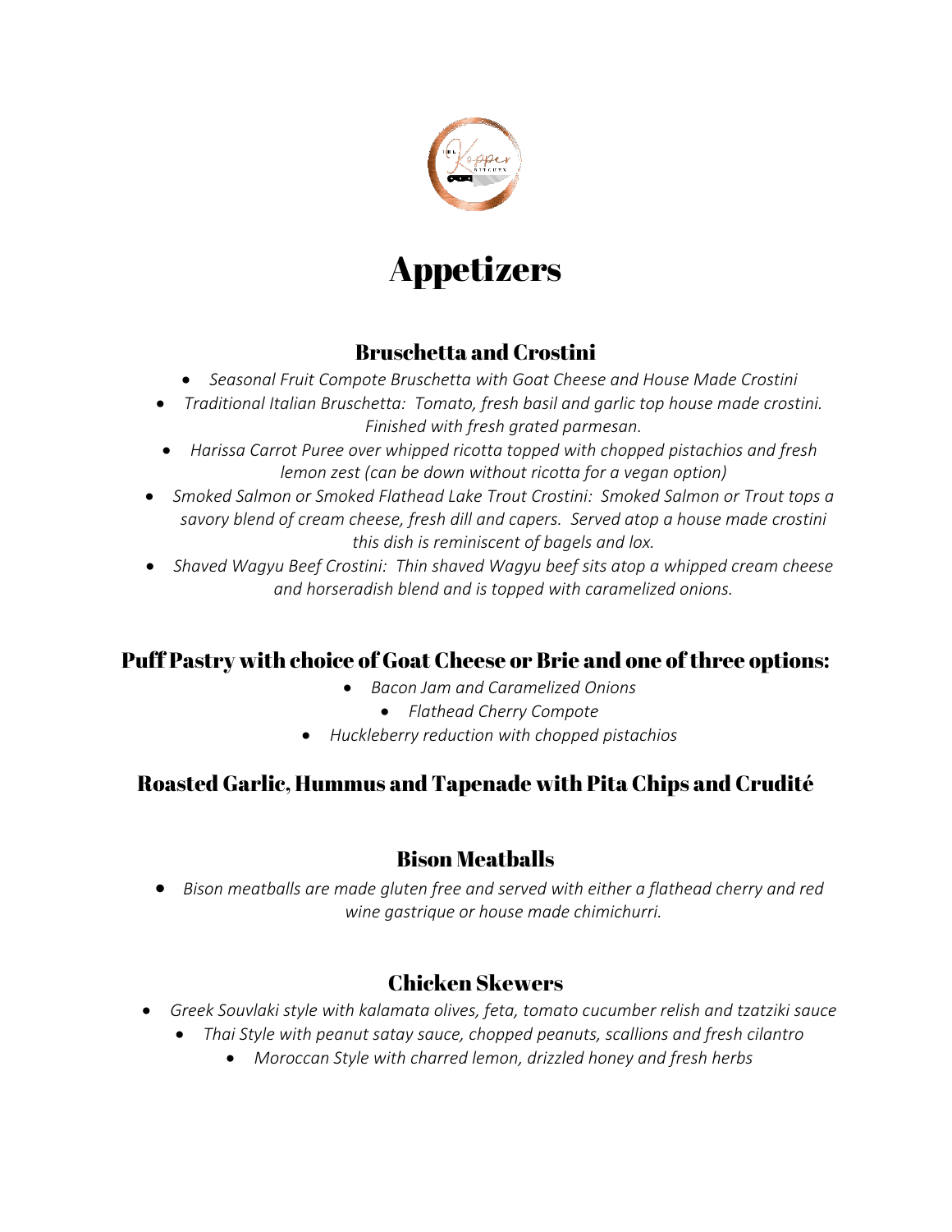# Appetizers

## Bruschetta and Crostini

- *Seasonal Fruit Compote Bruschetta with Goat Cheese and House Made Crostini*
- *Traditional Italian Bruschetta: Tomato, fresh basil and garlic top house made crostini. Finished with fresh grated parmesan.*
- *Harissa Carrot Puree over whipped ricotta topped with chopped pistachios and fresh lemon zest (can be down without ricotta for a vegan option)*
- *Smoked Salmon or Smoked Flathead Lake Trout Crostini: Smoked Salmon or Trout tops a savory blend of cream cheese, fresh dill and capers. Served atop a house made crostini this dish is reminiscent of bagels and lox.*
- *Shaved Wagyu Beef Crostini: Thin shaved Wagyu beef sits atop a whipped cream cheese and horseradish blend and is topped with caramelized onions.*

## Puff Pastry with choice of Goat Cheese or Brie and one of three options:

- *Bacon Jam and Caramelized Onions*
- *Flathead Cherry Compote*
- *Huckleberry reduction with chopped pistachios*

## Roasted Garlic, Hummus and Tapenade with Pita Chips and Crudité

## Bison Meatballs

- *Bison meatballs are made gluten free and served with either a flathead cherry and red wine gastrique or house made chimichurri.*

## Chicken Skewers

- *Greek Souvlaki style with kalamata olives, feta, tomato cucumber relish and tzatziki sauce*
- *Thai Style with peanut satay sauce, chopped peanuts, scallions and fresh cilantro*
- *Moroccan Style with charred lemon, drizzled honey and fresh herbs*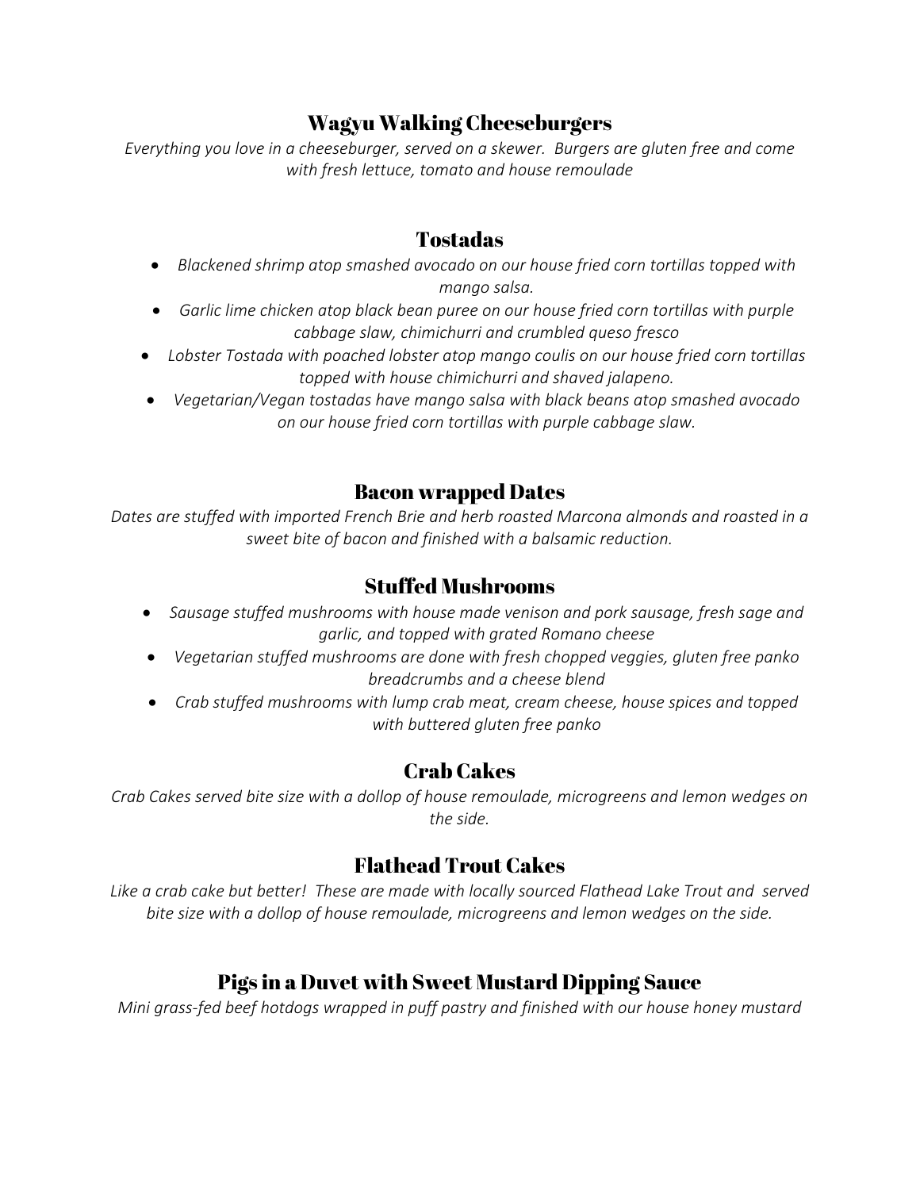## Wagyu Walking Cheeseburgers

*Everything you love in a cheeseburger, served on a skewer. Burgers are gluten free and come with fresh lettuce, tomato and house remoulade*

## Tostadas

- *Blackened shrimp atop smashed avocado on our house fried corn tortillas topped with mango salsa.*
- *Garlic lime chicken atop black bean puree on our house fried corn tortillas with purple cabbage slaw, chimichurri and crumbled queso fresco*
- *Lobster Tostada with poached lobster atop mango coulis on our house fried corn tortillas topped with house chimichurri and shaved jalapeno.*
- *Vegetarian/Vegan tostadas have mango salsa with black beans atop smashed avocado on our house fried corn tortillas with purple cabbage slaw.*

## Bacon wrapped Dates

*Dates are stuffed with imported French Brie and herb roasted Marcona almonds and roasted in a sweet bite of bacon and finished with a balsamic reduction.*

## Stuffed Mushrooms

- *Sausage stuffed mushrooms with house made venison and pork sausage, fresh sage and garlic, and topped with grated Romano cheese*
- *Vegetarian stuffed mushrooms are done with fresh chopped veggies, gluten free panko breadcrumbs and a cheese blend*
- *Crab stuffed mushrooms with lump crab meat, cream cheese, house spices and topped with buttered gluten free panko*

## Crab Cakes

*Crab Cakes served bite size with a dollop of house remoulade, microgreens and lemon wedges on the side.*

## Flathead Trout Cakes

*Like a crab cake but better! These are made with locally sourced Flathead Lake Trout and served bite size with a dollop of house remoulade, microgreens and lemon wedges on the side.*

## Pigs in a Duvet with Sweet Mustard Dipping Sauce

*Mini grass-fed beef hotdogs wrapped in puff pastry and finished with our house honey mustard*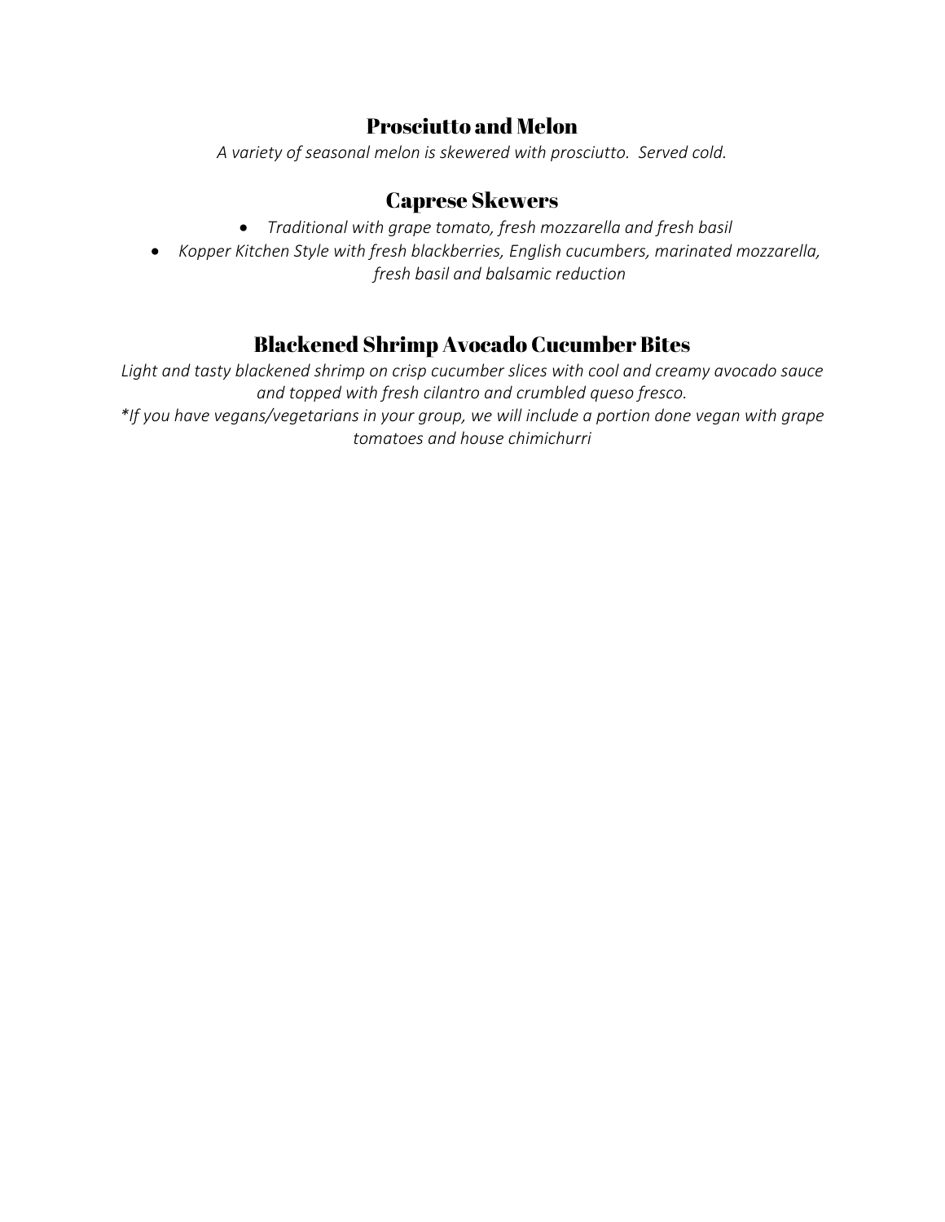## Prosciutto and Melon

*A variety of seasonal melon is skewered with prosciutto. Served cold.*

## Caprese Skewers

- *Traditional with grape tomato, fresh mozzarella and fresh basil*
- *Kopper Kitchen Style with fresh blackberries, English cucumbers, marinated mozzarella, fresh basil and balsamic reduction*

## Blackened Shrimp Avocado Cucumber Bites

*Light and tasty blackened shrimp on crisp cucumber slices with cool and creamy avocado sauce and topped with fresh cilantro and crumbled queso fresco.*

*\*If you have vegans/vegetarians in your group, we will include a portion done vegan with grape tomatoes and house chimichurri*